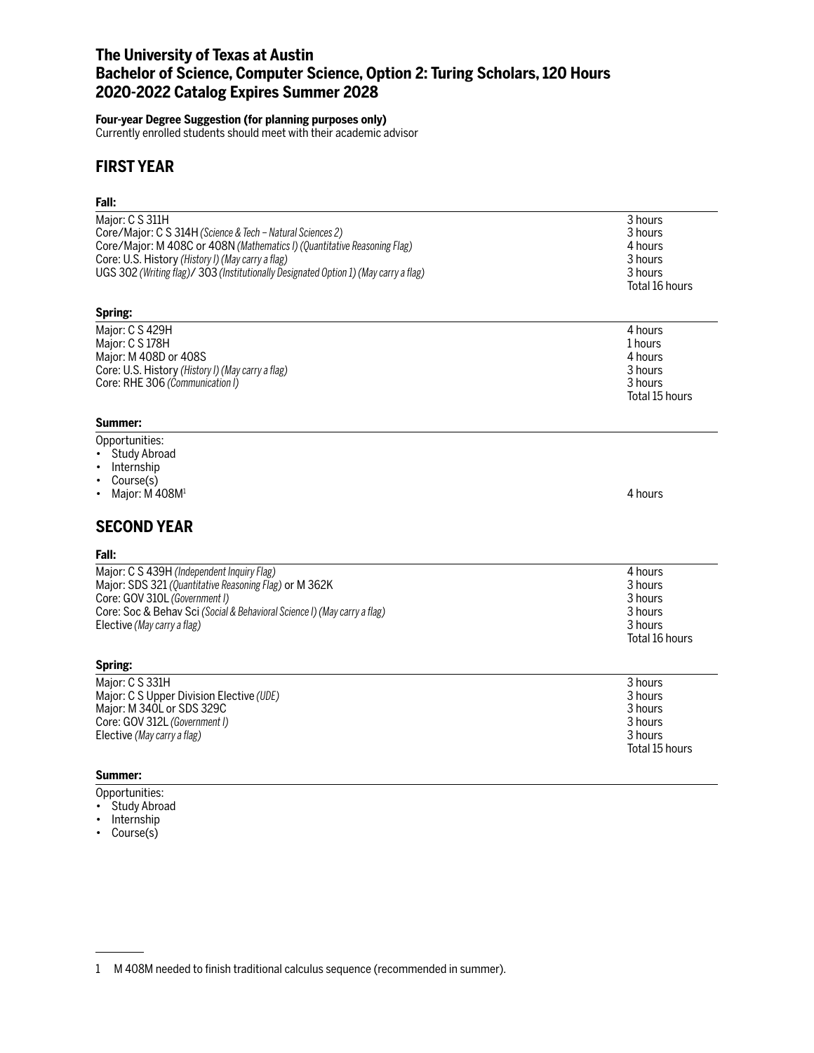# The University of Texas at Austin
# Bachelor of Science, Computer Science, Option 2: Turing Scholars, 120 Hours
# 2020-2022 Catalog Expires Summer 2028

**Four-year Degree Suggestion (for planning purposes only)**
Currently enrolled students should meet with their academic advisor

## FIRST YEAR

### Fall:

| | |
|---|---|
| Major: C S 311H | 3 hours |
| Core/Major: C S 314H *(Science & Tech – Natural Sciences 2)* | 3 hours |
| Core/Major: M 408C or 408N *(Mathematics I) (Quantitative Reasoning Flag)* | 4 hours |
| Core: U.S. History *(History I) (May carry a flag)* | 3 hours |
| UGS 302 *(Writing flag)*/ 303 *(Institutionally Designated Option 1) (May carry a flag)* | 3 hours |
| | Total 16 hours |

### Spring:

| | |
|---|---|
| Major: C S 429H | 4 hours |
| Major: C S 178H | 1 hours |
| Major: M 408D or 408S | 4 hours |
| Core: U.S. History *(History I) (May carry a flag)* | 3 hours |
| Core: RHE 306 *(Communication I)* | 3 hours |
| | Total 15 hours |

### Summer:

Opportunities:

- Study Abroad
- Internship
- Course(s)
- Major: M 408M[1] — 4 hours

## SECOND YEAR

### Fall:

| | |
|---|---|
| Major: C S 439H *(Independent Inquiry Flag)* | 4 hours |
| Major: SDS 321 *(Quantitative Reasoning Flag)* or M 362K | 3 hours |
| Core: GOV 310L *(Government I)* | 3 hours |
| Core: Soc & Behav Sci *(Social & Behavioral Science I) (May carry a flag)* | 3 hours |
| Elective *(May carry a flag)* | 3 hours |
| | Total 16 hours |

### Spring:

| | |
|---|---|
| Major: C S 331H | 3 hours |
| Major: C S Upper Division Elective *(UDE)* | 3 hours |
| Major: M 340L or SDS 329C | 3 hours |
| Core: GOV 312L *(Government I)* | 3 hours |
| Elective *(May carry a flag)* | 3 hours |
| | Total 15 hours |

### Summer:

Opportunities:

- Study Abroad
- Internship
- Course(s)

---

1 M 408M needed to finish traditional calculus sequence (recommended in summer).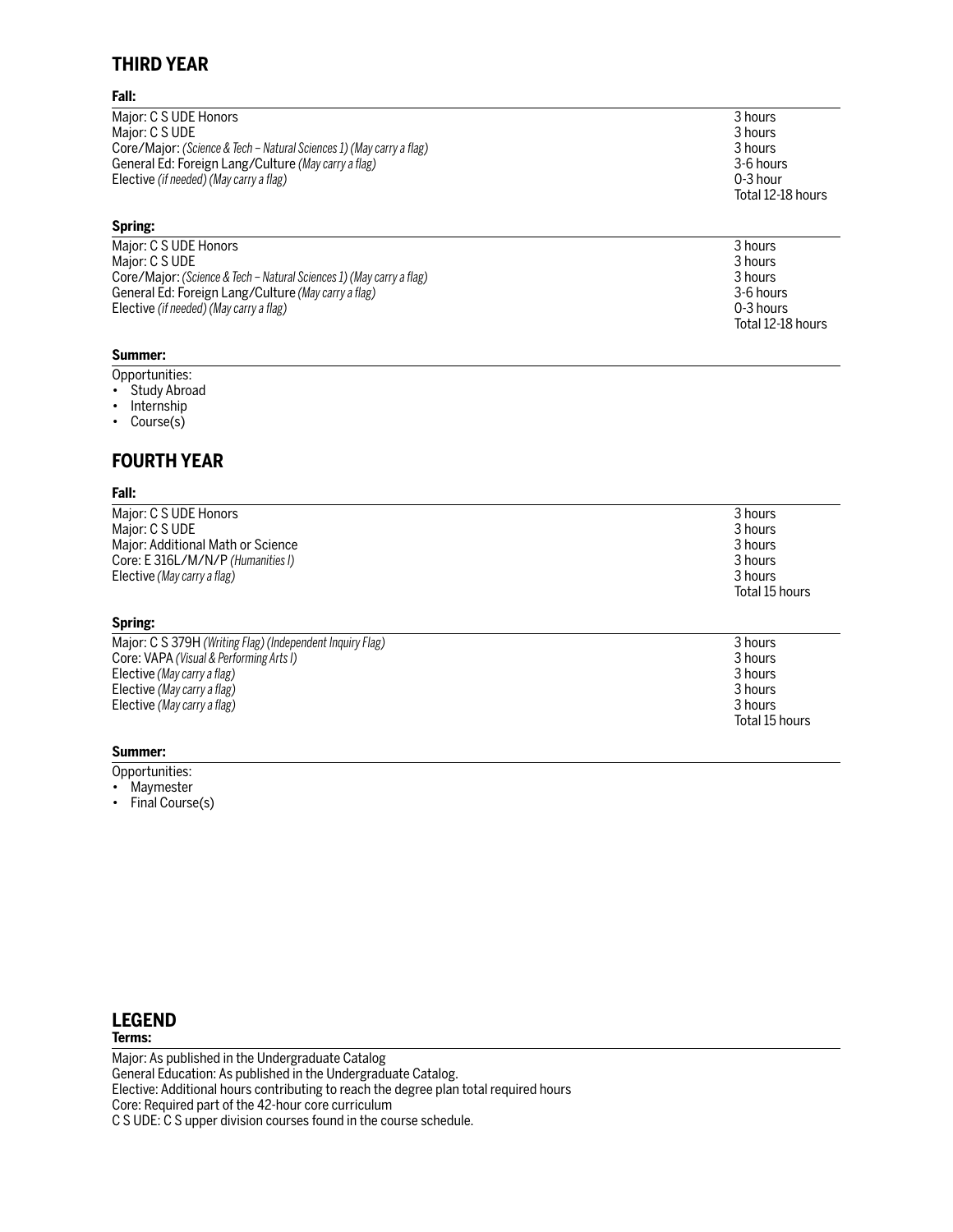## THIRD YEAR

### Fall:

| | |
|---|---|
| Major: C S UDE Honors | 3 hours |
| Major: C S UDE | 3 hours |
| Core/Major: *(Science & Tech – Natural Sciences 1) (May carry a flag)* | 3 hours |
| General Ed: Foreign Lang/Culture *(May carry a flag)* | 3-6 hours |
| Elective *(if needed) (May carry a flag)* | 0-3 hour |
| | Total 12-18 hours |

### Spring:

| | |
|---|---|
| Major: C S UDE Honors | 3 hours |
| Major: C S UDE | 3 hours |
| Core/Major: *(Science & Tech – Natural Sciences 1) (May carry a flag)* | 3 hours |
| General Ed: Foreign Lang/Culture *(May carry a flag)* | 3-6 hours |
| Elective *(if needed) (May carry a flag)* | 0-3 hours |
| | Total 12-18 hours |

### Summer:

Opportunities:

- Study Abroad
- Internship
- Course(s)

## FOURTH YEAR

### Fall:

| | |
|---|---|
| Major: C S UDE Honors | 3 hours |
| Major: C S UDE | 3 hours |
| Major: Additional Math or Science | 3 hours |
| Core: E 316L/M/N/P *(Humanities I)* | 3 hours |
| Elective *(May carry a flag)* | 3 hours |
| | Total 15 hours |

### Spring:

| | |
|---|---|
| Major: C S 379H *(Writing Flag) (Independent Inquiry Flag)* | 3 hours |
| Core: VAPA *(Visual & Performing Arts I)* | 3 hours |
| Elective *(May carry a flag)* | 3 hours |
| Elective *(May carry a flag)* | 3 hours |
| Elective *(May carry a flag)* | 3 hours |
| | Total 15 hours |

### Summer:

Opportunities:

- Maymester
- Final Course(s)

## LEGEND

**Terms:**

Major: As published in the Undergraduate Catalog
General Education: As published in the Undergraduate Catalog.
Elective: Additional hours contributing to reach the degree plan total required hours
Core: Required part of the 42-hour core curriculum
C S UDE: C S upper division courses found in the course schedule.